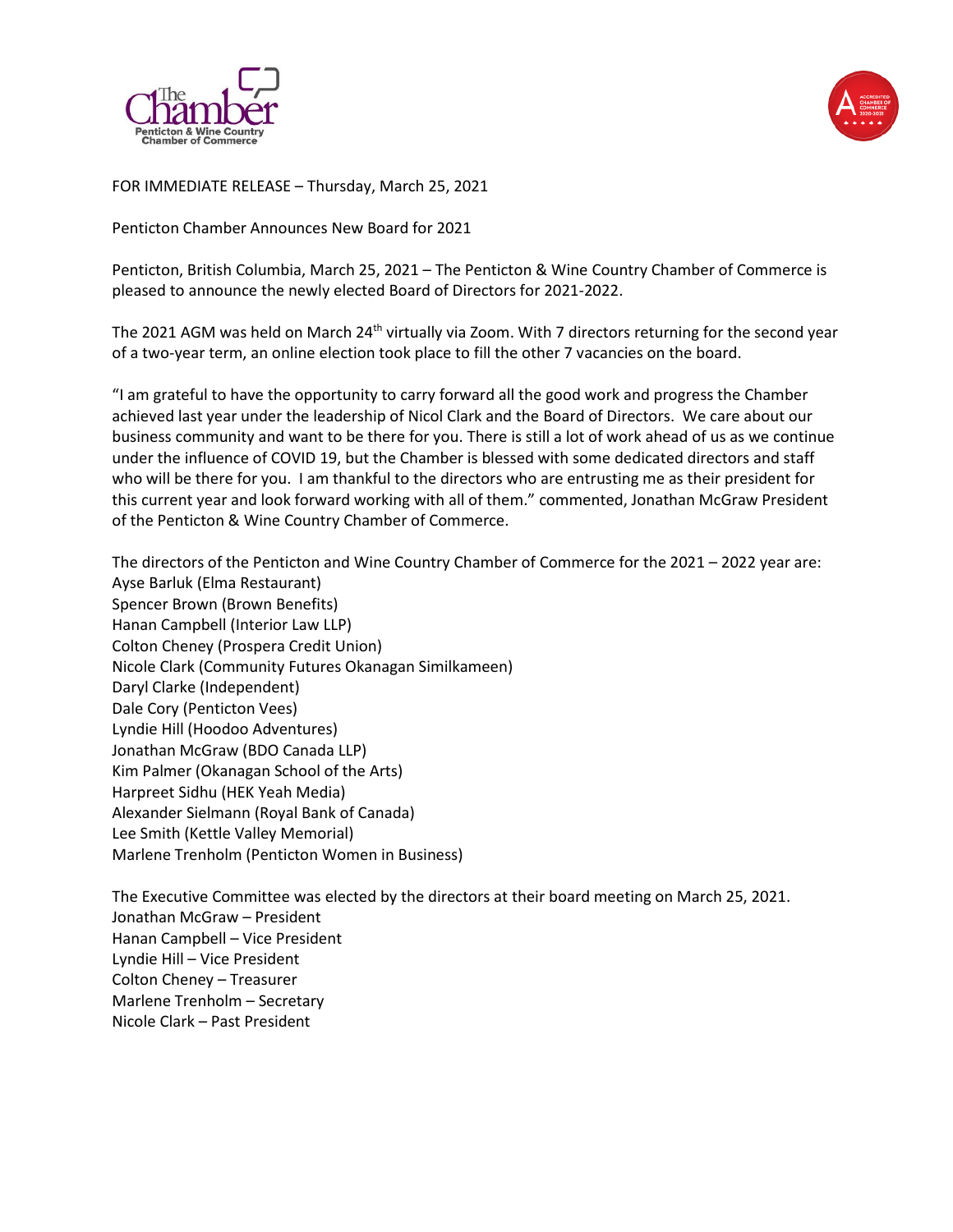FOR IMMEDIATE RELEASE – Thursday, March 25, 2021

Penticton Chamber Announces New Board for 2021

Penticton, British Columbia, March 25, 2021 – The Penticton & Wine Country Chamber of Commerce is pleased to announce the newly elected Board of Directors for 2021-2022.

The 2021 AGM was held on March 24th virtually via Zoom. With 7 directors returning for the second year of a two-year term, an online election took place to fill the other 7 vacancies on the board.

"I am grateful to have the opportunity to carry forward all the good work and progress the Chamber achieved last year under the leadership of Nicol Clark and the Board of Directors. We care about our business community and want to be there for you. There is still a lot of work ahead of us as we continue under the influence of COVID 19, but the Chamber is blessed with some dedicated directors and staff who will be there for you. I am thankful to the directors who are entrusting me as their president for this current year and look forward working with all of them." commented, Jonathan McGraw President of the Penticton & Wine Country Chamber of Commerce.

The directors of the Penticton and Wine Country Chamber of Commerce for the 2021 – 2022 year are:
Ayse Barluk (Elma Restaurant)
Spencer Brown (Brown Benefits)
Hanan Campbell (Interior Law LLP)
Colton Cheney (Prospera Credit Union)
Nicole Clark (Community Futures Okanagan Similkameen)
Daryl Clarke (Independent)
Dale Cory (Penticton Vees)
Lyndie Hill (Hoodoo Adventures)
Jonathan McGraw (BDO Canada LLP)
Kim Palmer (Okanagan School of the Arts)
Harpreet Sidhu (HEK Yeah Media)
Alexander Sielmann (Royal Bank of Canada)
Lee Smith (Kettle Valley Memorial)
Marlene Trenholm (Penticton Women in Business)

The Executive Committee was elected by the directors at their board meeting on March 25, 2021.
Jonathan McGraw – President
Hanan Campbell – Vice President
Lyndie Hill – Vice President
Colton Cheney – Treasurer
Marlene Trenholm – Secretary
Nicole Clark – Past President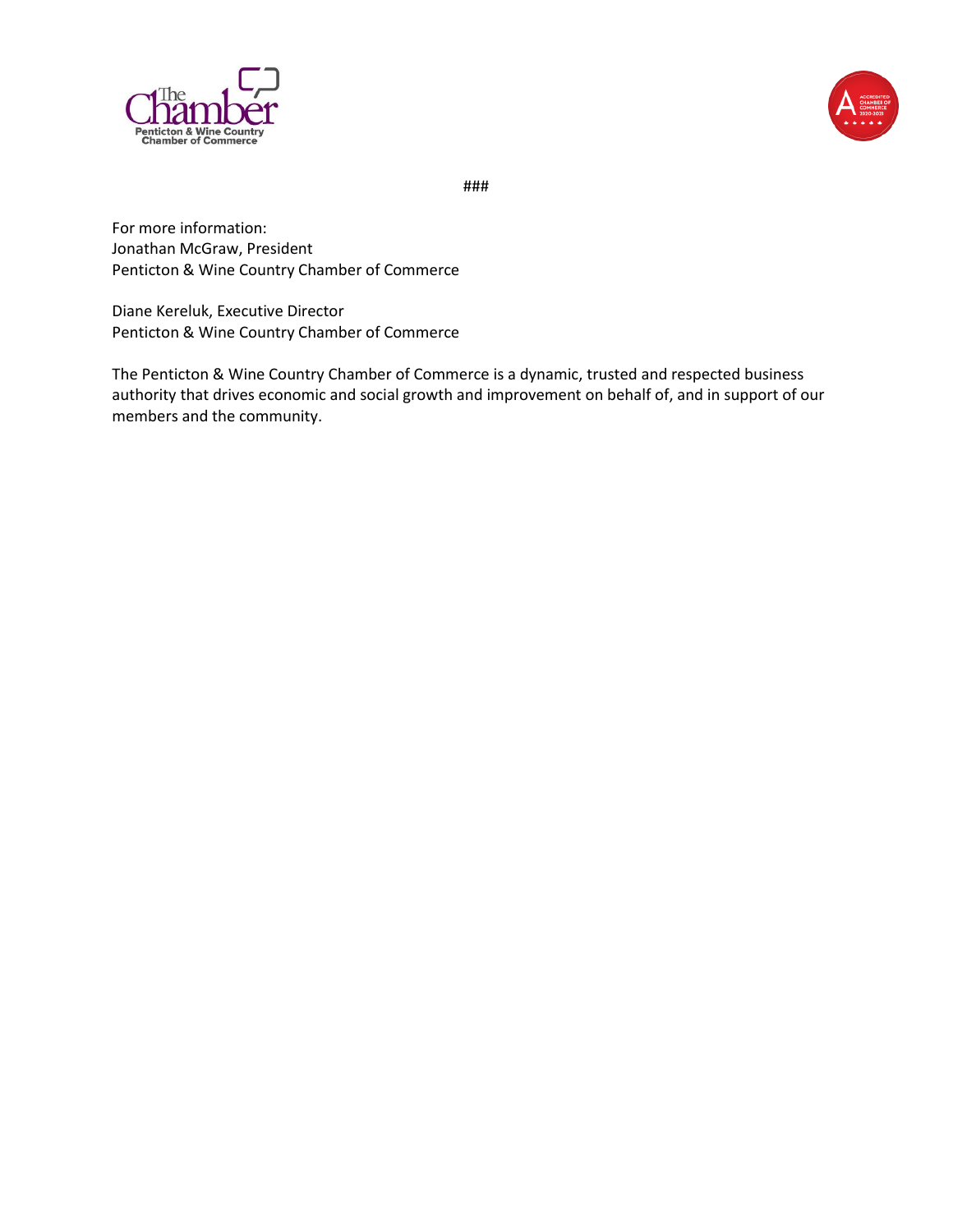###

For more information:
Jonathan McGraw, President
Penticton & Wine Country Chamber of Commerce

Diane Kereluk, Executive Director
Penticton & Wine Country Chamber of Commerce

The Penticton & Wine Country Chamber of Commerce is a dynamic, trusted and respected business authority that drives economic and social growth and improvement on behalf of, and in support of our members and the community.